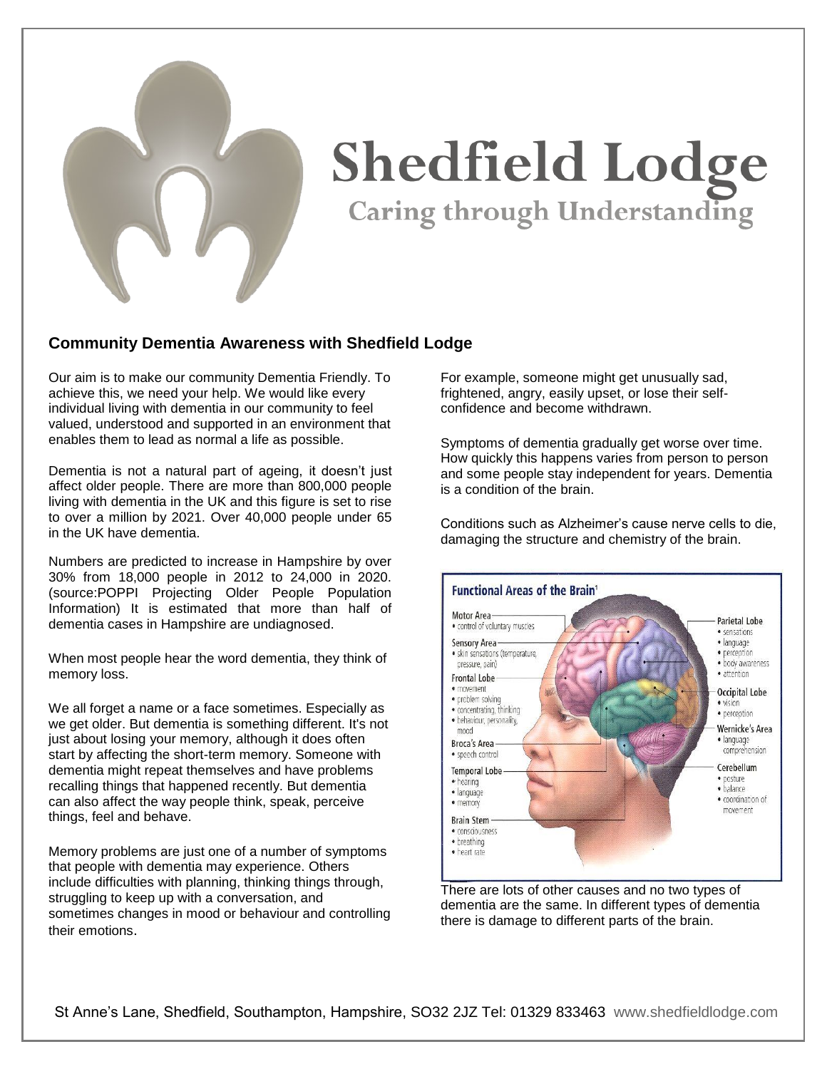# Shedfield Lodge

## Caring through Understanding

### Community Dementia Awareness with Shedfield Lodge

Our aim is to make our community Dementia Friendly. To achieve this, we need your help. We would like every individual living with dementia in our community to feel valued, understood and supported in an environment that enables them to lead as normal a life as possible.

Dementia is not a natural part of ageing, it doesn't just affect older people. There are more than 800,000 people living with dementia in the UK and this figure is set to rise to over a million by 2021. Over 40,000 people under 65 in the UK have dementia.

Numbers are predicted to increase in Hampshire by over 30% from 18,000 people in 2012 to 24,000 in 2020. (source:POPPI Projecting Older People Population Information) It is estimated that more than half of dementia cases in Hampshire are undiagnosed.

When most people hear the word dementia, they think of memory loss.

We all forget a name or a face sometimes. Especially as we get older. But dementia is something different. It's not just about losing your memory, although it does often start by affecting the short-term memory. Someone with dementia might repeat themselves and have problems recalling things that happened recently. But dementia can also affect the way people think, speak, perceive things, feel and behave.

Memory problems are just one of a number of symptoms that people with dementia may experience. Others include difficulties with planning, thinking things through, struggling to keep up with a conversation, and sometimes changes in mood or behaviour and controlling their emotions.

For example, someone might get unusually sad, frightened, angry, easily upset, or lose their self-confidence and become withdrawn.

Symptoms of dementia gradually get worse over time. How quickly this happens varies from person to person and some people stay independent for years. Dementia is a condition of the brain.

Conditions such as Alzheimer's cause nerve cells to die, damaging the structure and chemistry of the brain.

**Functional Areas of the Brain**[1]

- **Motor Area** – control of voluntary muscles
- **Sensory Area** – skin sensations (temperature, pressure, pain)
- **Frontal Lobe** – movement; problem solving; concentrating, thinking; behaviour, personality, mood
- **Broca's Area** – speech control
- **Temporal Lobe** – hearing; language; memory
- **Brain Stem** – consciousness; breathing; heart rate
- **Parietal Lobe** – sensations; language; perception; body awareness; attention
- **Occipital Lobe** – vision; perception
- **Wernicke's Area** – language comprehension
- **Cerebellum** – posture; balance; coordination of movement

There are lots of other causes and no two types of dementia are the same. In different types of dementia there is damage to different parts of the brain.

St Anne's Lane, Shedfield, Southampton, Hampshire, SO32 2JZ Tel: 01329 833463 www.shedfieldlodge.com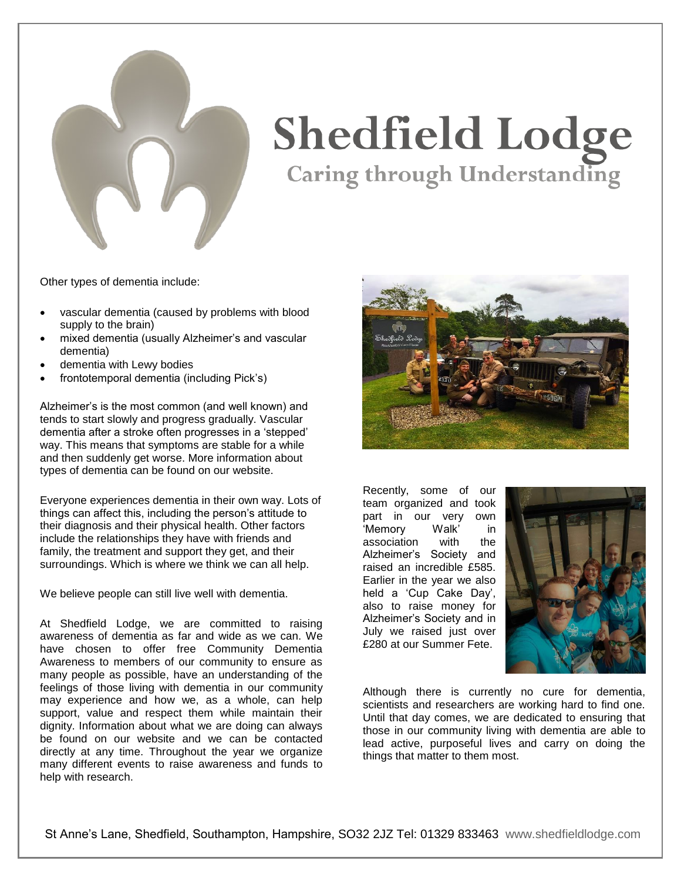# Shedfield Lodge

## Caring through Understanding

Other types of dementia include:

- vascular dementia (caused by problems with blood supply to the brain)
- mixed dementia (usually Alzheimer's and vascular dementia)
- dementia with Lewy bodies
- frontotemporal dementia (including Pick's)

Alzheimer's is the most common (and well known) and tends to start slowly and progress gradually. Vascular dementia after a stroke often progresses in a 'stepped' way. This means that symptoms are stable for a while and then suddenly get worse. More information about types of dementia can be found on our website.

Everyone experiences dementia in their own way. Lots of things can affect this, including the person's attitude to their diagnosis and their physical health. Other factors include the relationships they have with friends and family, the treatment and support they get, and their surroundings. Which is where we think we can all help.

We believe people can still live well with dementia.

At Shedfield Lodge, we are committed to raising awareness of dementia as far and wide as we can. We have chosen to offer free Community Dementia Awareness to members of our community to ensure as many people as possible, have an understanding of the feelings of those living with dementia in our community may experience and how we, as a whole, can help support, value and respect them while maintain their dignity. Information about what we are doing can always be found on our website and we can be contacted directly at any time. Throughout the year we organize many different events to raise awareness and funds to help with research.

Recently, some of our team organized and took part in our very own 'Memory Walk' in association with the Alzheimer's Society and raised an incredible £585. Earlier in the year we also held a 'Cup Cake Day', also to raise money for Alzheimer's Society and in July we raised just over £280 at our Summer Fete.

Although there is currently no cure for dementia, scientists and researchers are working hard to find one. Until that day comes, we are dedicated to ensuring that those in our community living with dementia are able to lead active, purposeful lives and carry on doing the things that matter to them most.

St Anne's Lane, Shedfield, Southampton, Hampshire, SO32 2JZ Tel: 01329 833463 www.shedfieldlodge.com